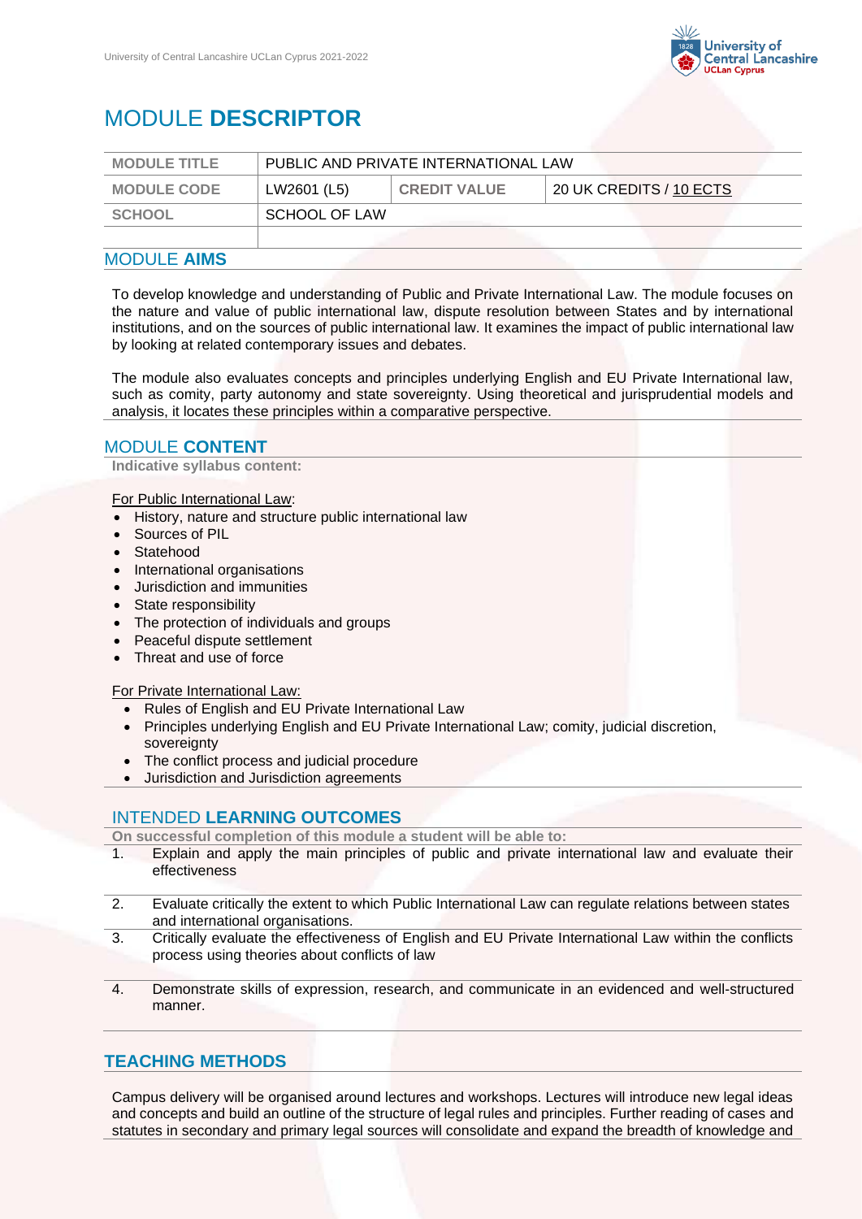# MODULE **DESCRIPTOR**

| MODULE TITLE | PUBLIC AND PRIVATE INTERNATIONAL LAW | | |
|---|---|---|---|
| MODULE CODE | LW2601 (L5) | CREDIT VALUE | 20 UK CREDITS / 10 ECTS |
| SCHOOL | SCHOOL OF LAW | | |
| | | | |

## MODULE **AIMS**

To develop knowledge and understanding of Public and Private International Law. The module focuses on the nature and value of public international law, dispute resolution between States and by international institutions, and on the sources of public international law. It examines the impact of public international law by looking at related contemporary issues and debates.

The module also evaluates concepts and principles underlying English and EU Private International law, such as comity, party autonomy and state sovereignty. Using theoretical and jurisprudential models and analysis, it locates these principles within a comparative perspective.

## MODULE **CONTENT**

**Indicative syllabus content:**

For Public International Law:

- History, nature and structure public international law
- Sources of PIL
- Statehood
- International organisations
- Jurisdiction and immunities
- State responsibility
- The protection of individuals and groups
- Peaceful dispute settlement
- Threat and use of force

For Private International Law:

- Rules of English and EU Private International Law
- Principles underlying English and EU Private International Law; comity, judicial discretion, sovereignty
- The conflict process and judicial procedure
- Jurisdiction and Jurisdiction agreements

## INTENDED **LEARNING OUTCOMES**

**On successful completion of this module a student will be able to:**

1. Explain and apply the main principles of public and private international law and evaluate their effectiveness
2. Evaluate critically the extent to which Public International Law can regulate relations between states and international organisations.
3. Critically evaluate the effectiveness of English and EU Private International Law within the conflicts process using theories about conflicts of law
4. Demonstrate skills of expression, research, and communicate in an evidenced and well-structured manner.

## **TEACHING METHODS**

Campus delivery will be organised around lectures and workshops. Lectures will introduce new legal ideas and concepts and build an outline of the structure of legal rules and principles. Further reading of cases and statutes in secondary and primary legal sources will consolidate and expand the breadth of knowledge and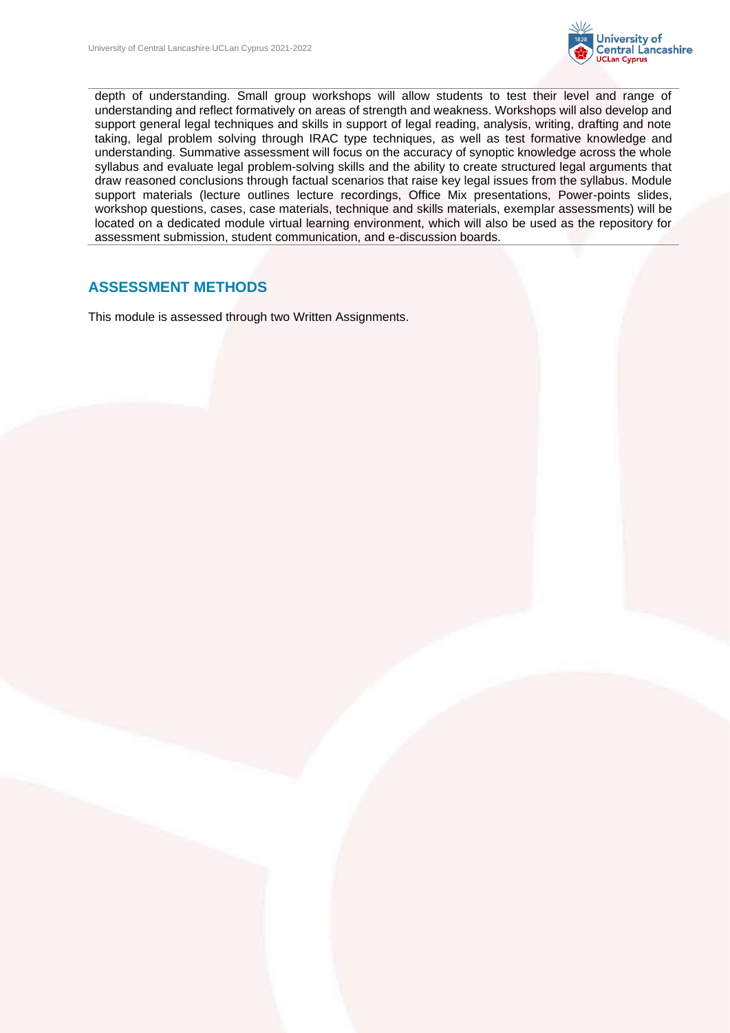depth of understanding. Small group workshops will allow students to test their level and range of understanding and reflect formatively on areas of strength and weakness. Workshops will also develop and support general legal techniques and skills in support of legal reading, analysis, writing, drafting and note taking, legal problem solving through IRAC type techniques, as well as test formative knowledge and understanding. Summative assessment will focus on the accuracy of synoptic knowledge across the whole syllabus and evaluate legal problem-solving skills and the ability to create structured legal arguments that draw reasoned conclusions through factual scenarios that raise key legal issues from the syllabus. Module support materials (lecture outlines lecture recordings, Office Mix presentations, Power-points slides, workshop questions, cases, case materials, technique and skills materials, exemplar assessments) will be located on a dedicated module virtual learning environment, which will also be used as the repository for assessment submission, student communication, and e-discussion boards.

## ASSESSMENT METHODS

This module is assessed through two Written Assignments.